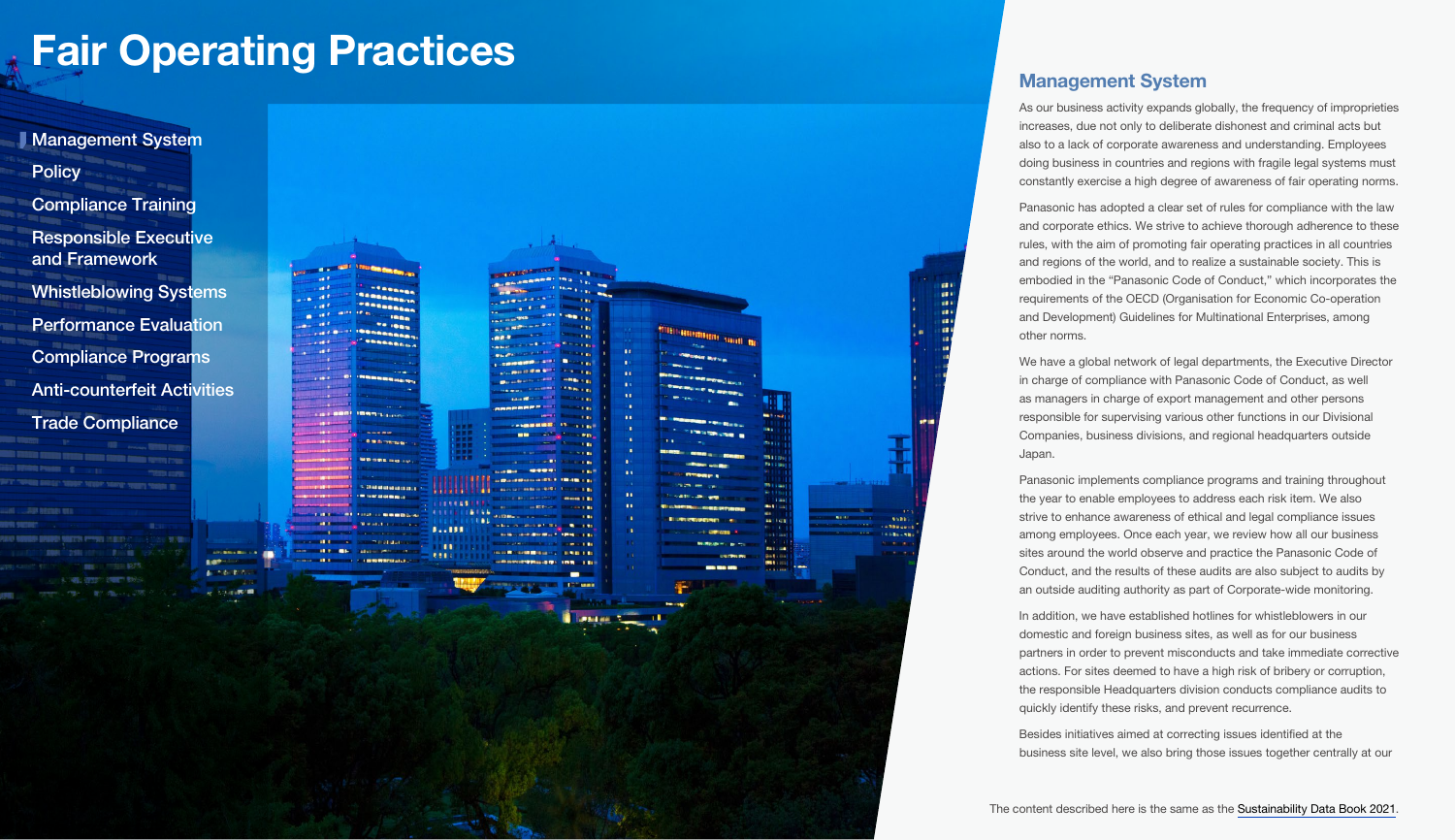# Fair Operating Practices

- Management System
- Policy
- Compliance Training
- Responsible Executive and Framework
- Whistleblowing Systems
- Performance Evaluation
- Compliance Programs
- Anti-counterfeit Activities
- Trade Compliance

## Management System

As our business activity expands globally, the frequency of improprieties increases, due not only to deliberate dishonest and criminal acts but also to a lack of corporate awareness and understanding. Employees doing business in countries and regions with fragile legal systems must constantly exercise a high degree of awareness of fair operating norms.

Panasonic has adopted a clear set of rules for compliance with the law and corporate ethics. We strive to achieve thorough adherence to these rules, with the aim of promoting fair operating practices in all countries and regions of the world, and to realize a sustainable society. This is embodied in the "Panasonic Code of Conduct," which incorporates the requirements of the OECD (Organisation for Economic Co-operation and Development) Guidelines for Multinational Enterprises, among other norms.

We have a global network of legal departments, the Executive Director in charge of compliance with Panasonic Code of Conduct, as well as managers in charge of export management and other persons responsible for supervising various other functions in our Divisional Companies, business divisions, and regional headquarters outside Japan.

Panasonic implements compliance programs and training throughout the year to enable employees to address each risk item. We also strive to enhance awareness of ethical and legal compliance issues among employees. Once each year, we review how all our business sites around the world observe and practice the Panasonic Code of Conduct, and the results of these audits are also subject to audits by an outside auditing authority as part of Corporate-wide monitoring.

In addition, we have established hotlines for whistleblowers in our domestic and foreign business sites, as well as for our business partners in order to prevent misconducts and take immediate corrective actions. For sites deemed to have a high risk of bribery or corruption, the responsible Headquarters division conducts compliance audits to quickly identify these risks, and prevent recurrence.

Besides initiatives aimed at correcting issues identified at the business site level, we also bring those issues together centrally at our

The content described here is the same as the Sustainability Data Book 2021.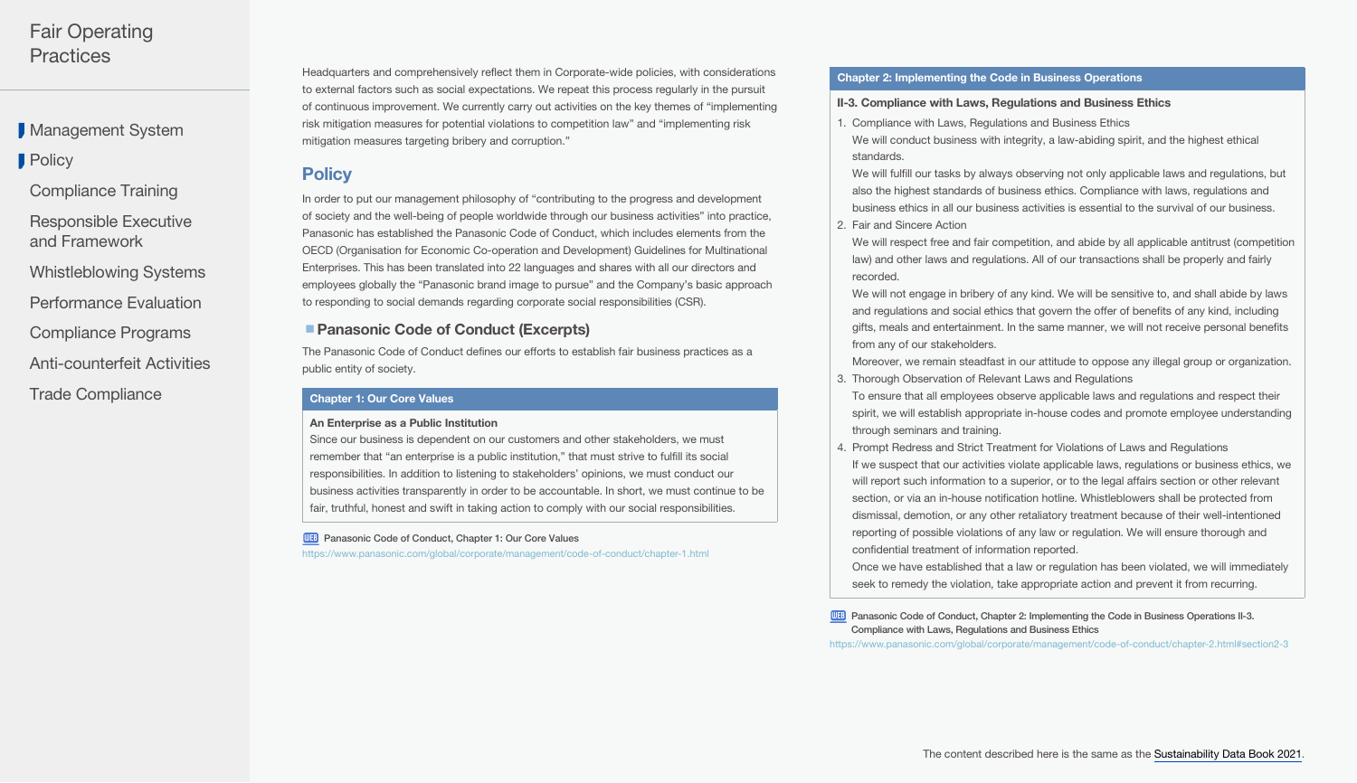Headquarters and comprehensively reflect them in Corporate-wide policies, with considerations to external factors such as social expectations. We repeat this process regularly in the pursuit of continuous improvement. We currently carry out activities on the key themes of "implementing risk mitigation measures for potential violations to competition law" and "implementing risk mitigation measures targeting bribery and corruption."

## Policy

In order to put our management philosophy of "contributing to the progress and development of society and the well-being of people worldwide through our business activities" into practice, Panasonic has established the Panasonic Code of Conduct, which includes elements from the OECD (Organisation for Economic Co-operation and Development) Guidelines for Multinational Enterprises. This has been translated into 22 languages and shares with all our directors and employees globally the "Panasonic brand image to pursue" and the Company's basic approach to responding to social demands regarding corporate social responsibilities (CSR).

### Panasonic Code of Conduct (Excerpts)

The Panasonic Code of Conduct defines our efforts to establish fair business practices as a public entity of society.

**Chapter 1: Our Core Values**

**An Enterprise as a Public Institution**

Since our business is dependent on our customers and other stakeholders, we must remember that "an enterprise is a public institution," that must strive to fulfill its social responsibilities. In addition to listening to stakeholders' opinions, we must conduct our business activities transparently in order to be accountable. In short, we must continue to be fair, truthful, honest and swift in taking action to comply with our social responsibilities.

WEB Panasonic Code of Conduct, Chapter 1: Our Core Values
https://www.panasonic.com/global/corporate/management/code-of-conduct/chapter-1.html

**Chapter 2: Implementing the Code in Business Operations**

**II-3. Compliance with Laws, Regulations and Business Ethics**

1. Compliance with Laws, Regulations and Business Ethics
   We will conduct business with integrity, a law-abiding spirit, and the highest ethical standards.
   We will fulfill our tasks by always observing not only applicable laws and regulations, but also the highest standards of business ethics. Compliance with laws, regulations and business ethics in all our business activities is essential to the survival of our business.
2. Fair and Sincere Action
   We will respect free and fair competition, and abide by all applicable antitrust (competition law) and other laws and regulations. All of our transactions shall be properly and fairly recorded.
   We will not engage in bribery of any kind. We will be sensitive to, and shall abide by laws and regulations and social ethics that govern the offer of benefits of any kind, including gifts, meals and entertainment. In the same manner, we will not receive personal benefits from any of our stakeholders.
   Moreover, we remain steadfast in our attitude to oppose any illegal group or organization.
3. Thorough Observation of Relevant Laws and Regulations
   To ensure that all employees observe applicable laws and regulations and respect their spirit, we will establish appropriate in-house codes and promote employee understanding through seminars and training.
4. Prompt Redress and Strict Treatment for Violations of Laws and Regulations
   If we suspect that our activities violate applicable laws, regulations or business ethics, we will report such information to a superior, or to the legal affairs section or other relevant section, or via an in-house notification hotline. Whistleblowers shall be protected from dismissal, demotion, or any other retaliatory treatment because of their well-intentioned reporting of possible violations of any law or regulation. We will ensure thorough and confidential treatment of information reported.
   Once we have established that a law or regulation has been violated, we will immediately seek to remedy the violation, take appropriate action and prevent it from recurring.

WEB Panasonic Code of Conduct, Chapter 2: Implementing the Code in Business Operations II-3. Compliance with Laws, Regulations and Business Ethics
https://www.panasonic.com/global/corporate/management/code-of-conduct/chapter-2.html#section2-3

The content described here is the same as the Sustainability Data Book 2021.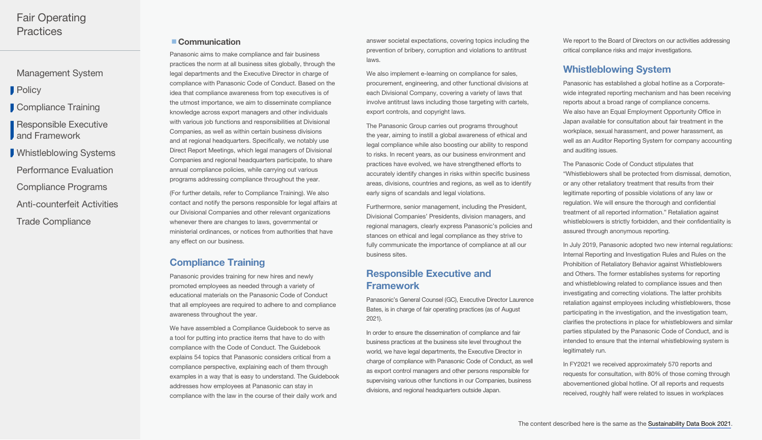Fair Operating Practices

- Management System
- Policy
- Compliance Training
- Responsible Executive and Framework
- Whistleblowing Systems
- Performance Evaluation
- Compliance Programs
- Anti-counterfeit Activities
- Trade Compliance

### Communication

Panasonic aims to make compliance and fair business practices the norm at all business sites globally, through the legal departments and the Executive Director in charge of compliance with Panasonic Code of Conduct. Based on the idea that compliance awareness from top executives is of the utmost importance, we aim to disseminate compliance knowledge across export managers and other individuals with various job functions and responsibilities at Divisional Companies, as well as within certain business divisions and at regional headquarters. Specifically, we notably use Direct Report Meetings, which legal managers of Divisional Companies and regional headquarters participate, to share annual compliance policies, while carrying out various programs addressing compliance throughout the year.

(For further details, refer to Compliance Training). We also contact and notify the persons responsible for legal affairs at our Divisional Companies and other relevant organizations whenever there are changes to laws, governmental or ministerial ordinances, or notices from authorities that have any effect on our business.

## Compliance Training

Panasonic provides training for new hires and newly promoted employees as needed through a variety of educational materials on the Panasonic Code of Conduct that all employees are required to adhere to and compliance awareness throughout the year.

We have assembled a Compliance Guidebook to serve as a tool for putting into practice items that have to do with compliance with the Code of Conduct. The Guidebook explains 54 topics that Panasonic considers critical from a compliance perspective, explaining each of them through examples in a way that is easy to understand. The Guidebook addresses how employees at Panasonic can stay in compliance with the law in the course of their daily work and answer societal expectations, covering topics including the prevention of bribery, corruption and violations to antitrust laws.

We also implement e-learning on compliance for sales, procurement, engineering, and other functional divisions at each Divisional Company, covering a variety of laws that involve antitrust laws including those targeting with cartels, export controls, and copyright laws.

The Panasonic Group carries out programs throughout the year, aiming to instill a global awareness of ethical and legal compliance while also boosting our ability to respond to risks. In recent years, as our business environment and practices have evolved, we have strengthened efforts to accurately identify changes in risks within specific business areas, divisions, countries and regions, as well as to identify early signs of scandals and legal violations.

Furthermore, senior management, including the President, Divisional Companies' Presidents, division managers, and regional managers, clearly express Panasonic's policies and stances on ethical and legal compliance as they strive to fully communicate the importance of compliance at all our business sites.

## Responsible Executive and Framework

Panasonic's General Counsel (GC), Executive Director Laurence Bates, is in charge of fair operating practices (as of August 2021).

In order to ensure the dissemination of compliance and fair business practices at the business site level throughout the world, we have legal departments, the Executive Director in charge of compliance with Panasonic Code of Conduct, as well as export control managers and other persons responsible for supervising various other functions in our Companies, business divisions, and regional headquarters outside Japan.

We report to the Board of Directors on our activities addressing critical compliance risks and major investigations.

## Whistleblowing System

Panasonic has established a global hotline as a Corporate-wide integrated reporting mechanism and has been receiving reports about a broad range of compliance concerns. We also have an Equal Employment Opportunity Office in Japan available for consultation about fair treatment in the workplace, sexual harassment, and power harassment, as well as an Auditor Reporting System for company accounting and auditing issues.

The Panasonic Code of Conduct stipulates that "Whistleblowers shall be protected from dismissal, demotion, or any other retaliatory treatment that results from their legitimate reporting of possible violations of any law or regulation. We will ensure the thorough and confidential treatment of all reported information." Retaliation against whistleblowers is strictly forbidden, and their confidentiality is assured through anonymous reporting.

In July 2019, Panasonic adopted two new internal regulations: Internal Reporting and Investigation Rules and Rules on the Prohibition of Retaliatory Behavior against Whistleblowers and Others. The former establishes systems for reporting and whistleblowing related to compliance issues and then investigating and correcting violations. The latter prohibits retaliation against employees including whistleblowers, those participating in the investigation, and the investigation team, clarifies the protections in place for whistleblowers and similar parties stipulated by the Panasonic Code of Conduct, and is intended to ensure that the internal whistleblowing system is legitimately run.

In FY2021 we received approximately 570 reports and requests for consultation, with 80% of those coming through abovementioned global hotline. Of all reports and requests received, roughly half were related to issues in workplaces

The content described here is the same as the Sustainability Data Book 2021.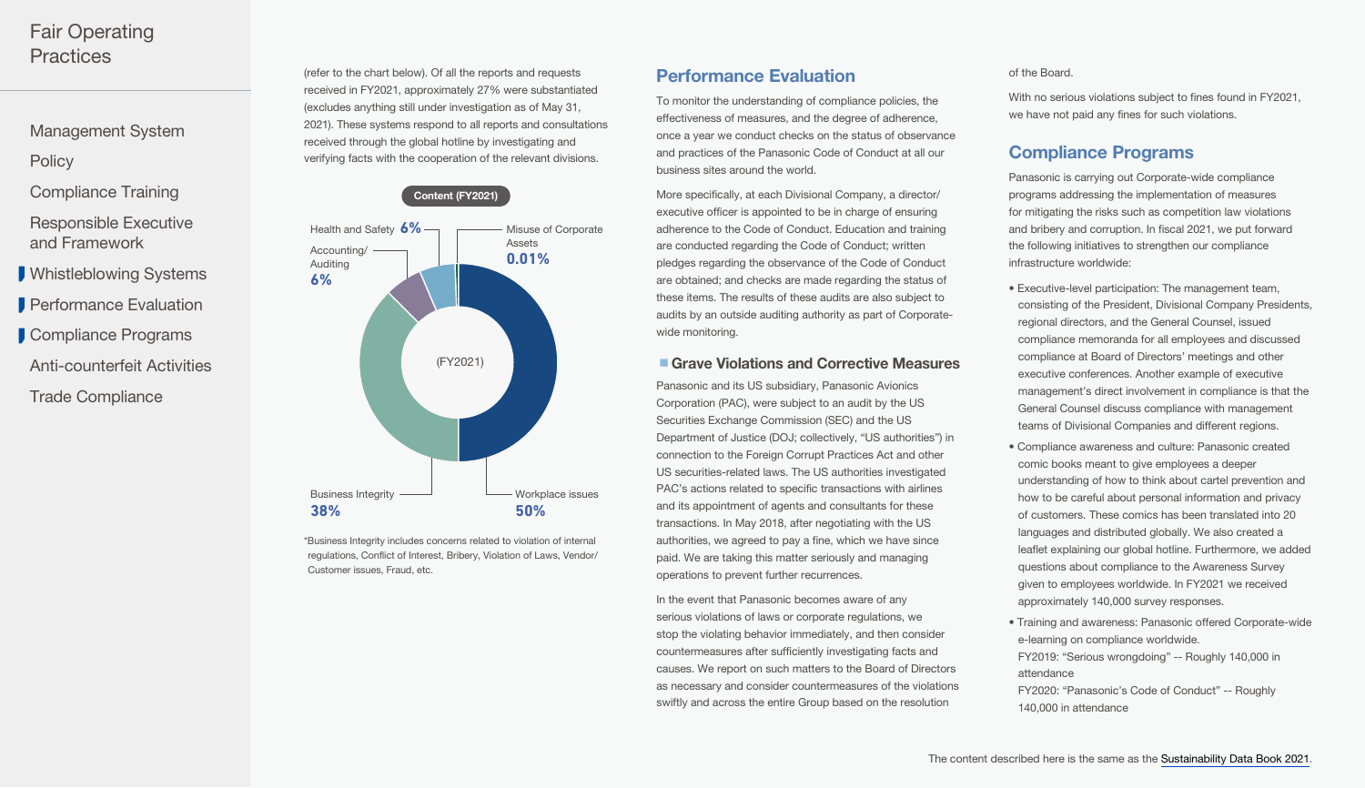(refer to the chart below). Of all the reports and requests received in FY2021, approximately 27% were substantiated (excludes anything still under investigation as of May 31, 2021). These systems respond to all reports and consultations received through the global hotline by investigating and verifying facts with the cooperation of the relevant divisions.

**Content (FY2021)**

| Category | Share |
| --- | --- |
| Workplace issues | 50% |
| Business Integrity | 38% |
| Accounting/Auditing | 6% |
| Health and Safety | 6% |
| Misuse of Corporate Assets | 0.01% |

*Business Integrity includes concerns related to violation of internal regulations, Conflict of Interest, Bribery, Violation of Laws, Vendor/Customer issues, Fraud, etc.

## Performance Evaluation

To monitor the understanding of compliance policies, the effectiveness of measures, and the degree of adherence, once a year we conduct checks on the status of observance and practices of the Panasonic Code of Conduct at all our business sites around the world.

More specifically, at each Divisional Company, a director/executive officer is appointed to be in charge of ensuring adherence to the Code of Conduct. Education and training are conducted regarding the Code of Conduct; written pledges regarding the observance of the Code of Conduct are obtained; and checks are made regarding the status of these items. The results of these audits are also subject to audits by an outside auditing authority as part of Corporate-wide monitoring.

### Grave Violations and Corrective Measures

Panasonic and its US subsidiary, Panasonic Avionics Corporation (PAC), were subject to an audit by the US Securities Exchange Commission (SEC) and the US Department of Justice (DOJ; collectively, “US authorities”) in connection to the Foreign Corrupt Practices Act and other US securities-related laws. The US authorities investigated PAC’s actions related to specific transactions with airlines and its appointment of agents and consultants for these transactions. In May 2018, after negotiating with the US authorities, we agreed to pay a fine, which we have since paid. We are taking this matter seriously and managing operations to prevent further recurrences.

In the event that Panasonic becomes aware of any serious violations of laws or corporate regulations, we stop the violating behavior immediately, and then consider countermeasures after sufficiently investigating facts and causes. We report on such matters to the Board of Directors as necessary and consider countermeasures of the violations swiftly and across the entire Group based on the resolution of the Board.

With no serious violations subject to fines found in FY2021, we have not paid any fines for such violations.

## Compliance Programs

Panasonic is carrying out Corporate-wide compliance programs addressing the implementation of measures for mitigating the risks such as competition law violations and bribery and corruption. In fiscal 2021, we put forward the following initiatives to strengthen our compliance infrastructure worldwide:

- Executive-level participation: The management team, consisting of the President, Divisional Company Presidents, regional directors, and the General Counsel, issued compliance memoranda for all employees and discussed compliance at Board of Directors’ meetings and other executive conferences. Another example of executive management’s direct involvement in compliance is that the General Counsel discuss compliance with management teams of Divisional Companies and different regions.
- Compliance awareness and culture: Panasonic created comic books meant to give employees a deeper understanding of how to think about cartel prevention and how to be careful about personal information and privacy of customers. These comics has been translated into 20 languages and distributed globally. We also created a leaflet explaining our global hotline. Furthermore, we added questions about compliance to the Awareness Survey given to employees worldwide. In FY2021 we received approximately 140,000 survey responses.
- Training and awareness: Panasonic offered Corporate-wide e-learning on compliance worldwide.
  FY2019: “Serious wrongdoing” -- Roughly 140,000 in attendance
  FY2020: “Panasonic’s Code of Conduct” -- Roughly 140,000 in attendance

The content described here is the same as the Sustainability Data Book 2021.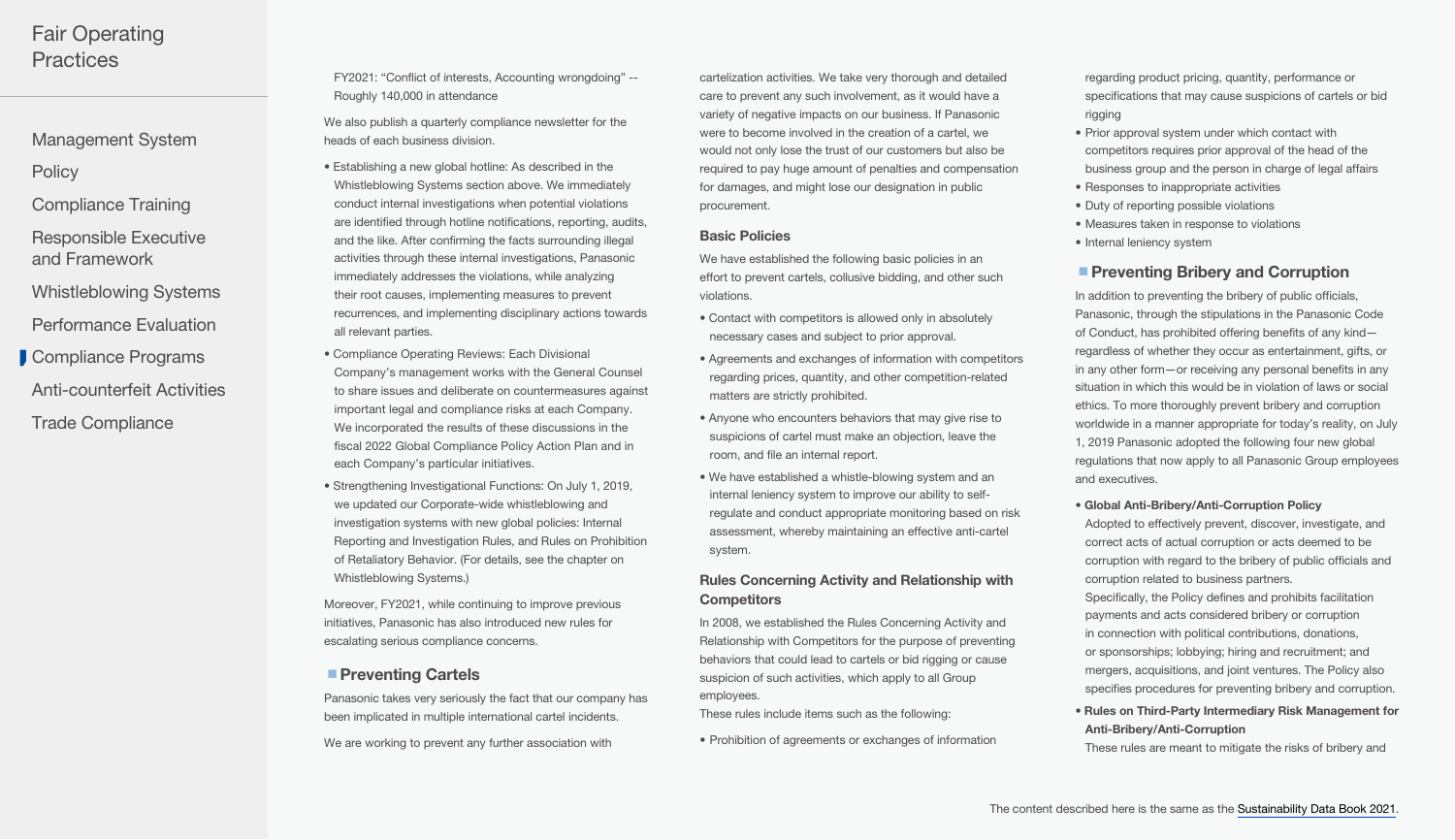FY2021: "Conflict of interests, Accounting wrongdoing" -- Roughly 140,000 in attendance

We also publish a quarterly compliance newsletter for the heads of each business division.

- Establishing a new global hotline: As described in the Whistleblowing Systems section above. We immediately conduct internal investigations when potential violations are identified through hotline notifications, reporting, audits, and the like. After confirming the facts surrounding illegal activities through these internal investigations, Panasonic immediately addresses the violations, while analyzing their root causes, implementing measures to prevent recurrences, and implementing disciplinary actions towards all relevant parties.
- Compliance Operating Reviews: Each Divisional Company's management works with the General Counsel to share issues and deliberate on countermeasures against important legal and compliance risks at each Company. We incorporated the results of these discussions in the fiscal 2022 Global Compliance Policy Action Plan and in each Company's particular initiatives.
- Strengthening Investigational Functions: On July 1, 2019, we updated our Corporate-wide whistleblowing and investigation systems with new global policies: Internal Reporting and Investigation Rules, and Rules on Prohibition of Retaliatory Behavior. (For details, see the chapter on Whistleblowing Systems.)

Moreover, FY2021, while continuing to improve previous initiatives, Panasonic has also introduced new rules for escalating serious compliance concerns.

## Preventing Cartels

Panasonic takes very seriously the fact that our company has been implicated in multiple international cartel incidents.

We are working to prevent any further association with cartelization activities. We take very thorough and detailed care to prevent any such involvement, as it would have a variety of negative impacts on our business. If Panasonic were to become involved in the creation of a cartel, we would not only lose the trust of our customers but also be required to pay huge amount of penalties and compensation for damages, and might lose our designation in public procurement.

### Basic Policies

We have established the following basic policies in an effort to prevent cartels, collusive bidding, and other such violations.

- Contact with competitors is allowed only in absolutely necessary cases and subject to prior approval.
- Agreements and exchanges of information with competitors regarding prices, quantity, and other competition-related matters are strictly prohibited.
- Anyone who encounters behaviors that may give rise to suspicions of cartel must make an objection, leave the room, and file an internal report.
- We have established a whistle-blowing system and an internal leniency system to improve our ability to self-regulate and conduct appropriate monitoring based on risk assessment, whereby maintaining an effective anti-cartel system.

### Rules Concerning Activity and Relationship with Competitors

In 2008, we established the Rules Concerning Activity and Relationship with Competitors for the purpose of preventing behaviors that could lead to cartels or bid rigging or cause suspicion of such activities, which apply to all Group employees.

These rules include items such as the following:

- Prohibition of agreements or exchanges of information regarding product pricing, quantity, performance or specifications that may cause suspicions of cartels or bid rigging
- Prior approval system under which contact with competitors requires prior approval of the head of the business group and the person in charge of legal affairs
- Responses to inappropriate activities
- Duty of reporting possible violations
- Measures taken in response to violations
- Internal leniency system

## Preventing Bribery and Corruption

In addition to preventing the bribery of public officials, Panasonic, through the stipulations in the Panasonic Code of Conduct, has prohibited offering benefits of any kind—regardless of whether they occur as entertainment, gifts, or in any other form—or receiving any personal benefits in any situation in which this would be in violation of laws or social ethics. To more thoroughly prevent bribery and corruption worldwide in a manner appropriate for today's reality, on July 1, 2019 Panasonic adopted the following four new global regulations that now apply to all Panasonic Group employees and executives.

- **Global Anti-Bribery/Anti-Corruption Policy**
  Adopted to effectively prevent, discover, investigate, and correct acts of actual corruption or acts deemed to be corruption with regard to the bribery of public officials and corruption related to business partners.
  Specifically, the Policy defines and prohibits facilitation payments and acts considered bribery or corruption in connection with political contributions, donations, or sponsorships; lobbying; hiring and recruitment; and mergers, acquisitions, and joint ventures. The Policy also specifies procedures for preventing bribery and corruption.
- **Rules on Third-Party Intermediary Risk Management for Anti-Bribery/Anti-Corruption**
  These rules are meant to mitigate the risks of bribery and

The content described here is the same as the Sustainability Data Book 2021.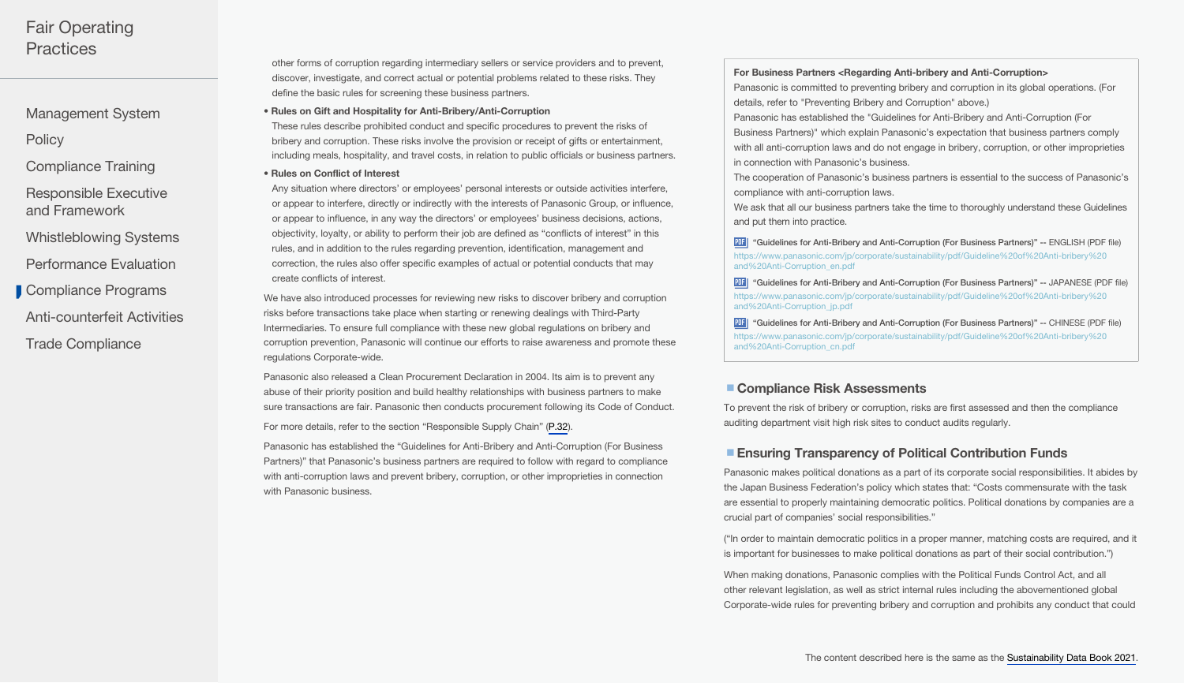other forms of corruption regarding intermediary sellers or service providers and to prevent, discover, investigate, and correct actual or potential problems related to these risks. They define the basic rules for screening these business partners.

- **Rules on Gift and Hospitality for Anti-Bribery/Anti-Corruption**
  These rules describe prohibited conduct and specific procedures to prevent the risks of bribery and corruption. These risks involve the provision or receipt of gifts or entertainment, including meals, hospitality, and travel costs, in relation to public officials or business partners.
- **Rules on Conflict of Interest**
  Any situation where directors' or employees' personal interests or outside activities interfere, or appear to interfere, directly or indirectly with the interests of Panasonic Group, or influence, or appear to influence, in any way the directors' or employees' business decisions, actions, objectivity, loyalty, or ability to perform their job are defined as "conflicts of interest" in this rules, and in addition to the rules regarding prevention, identification, management and correction, the rules also offer specific examples of actual or potential conducts that may create conflicts of interest.

We have also introduced processes for reviewing new risks to discover bribery and corruption risks before transactions take place when starting or renewing dealings with Third-Party Intermediaries. To ensure full compliance with these new global regulations on bribery and corruption prevention, Panasonic will continue our efforts to raise awareness and promote these regulations Corporate-wide.

Panasonic also released a Clean Procurement Declaration in 2004. Its aim is to prevent any abuse of their priority position and build healthy relationships with business partners to make sure transactions are fair. Panasonic then conducts procurement following its Code of Conduct.

For more details, refer to the section "Responsible Supply Chain" (P.32).

Panasonic has established the "Guidelines for Anti-Bribery and Anti-Corruption (For Business Partners)" that Panasonic's business partners are required to follow with regard to compliance with anti-corruption laws and prevent bribery, corruption, or other improprieties in connection with Panasonic business.

**For Business Partners <Regarding Anti-bribery and Anti-Corruption>**

Panasonic is committed to preventing bribery and corruption in its global operations. (For details, refer to "Preventing Bribery and Corruption" above.)

Panasonic has established the "Guidelines for Anti-Bribery and Anti-Corruption (For Business Partners)" which explain Panasonic's expectation that business partners comply with all anti-corruption laws and do not engage in bribery, corruption, or other improprieties in connection with Panasonic's business.

The cooperation of Panasonic's business partners is essential to the success of Panasonic's compliance with anti-corruption laws.

We ask that all our business partners take the time to thoroughly understand these Guidelines and put them into practice.

- "Guidelines for Anti-Bribery and Anti-Corruption (For Business Partners)" -- ENGLISH (PDF file)
  https://www.panasonic.com/jp/corporate/sustainability/pdf/Guideline%20of%20Anti-bribery%20and%20Anti-Corruption_en.pdf
- "Guidelines for Anti-Bribery and Anti-Corruption (For Business Partners)" -- JAPANESE (PDF file)
  https://www.panasonic.com/jp/corporate/sustainability/pdf/Guideline%20of%20Anti-bribery%20and%20Anti-Corruption_jp.pdf
- "Guidelines for Anti-Bribery and Anti-Corruption (For Business Partners)" -- CHINESE (PDF file)
  https://www.panasonic.com/jp/corporate/sustainability/pdf/Guideline%20of%20Anti-bribery%20and%20Anti-Corruption_cn.pdf

## Compliance Risk Assessments

To prevent the risk of bribery or corruption, risks are first assessed and then the compliance auditing department visit high risk sites to conduct audits regularly.

## Ensuring Transparency of Political Contribution Funds

Panasonic makes political donations as a part of its corporate social responsibilities. It abides by the Japan Business Federation's policy which states that: "Costs commensurate with the task are essential to properly maintaining democratic politics. Political donations by companies are a crucial part of companies' social responsibilities."

("In order to maintain democratic politics in a proper manner, matching costs are required, and it is important for businesses to make political donations as part of their social contribution.")

When making donations, Panasonic complies with the Political Funds Control Act, and all other relevant legislation, as well as strict internal rules including the abovementioned global Corporate-wide rules for preventing bribery and corruption and prohibits any conduct that could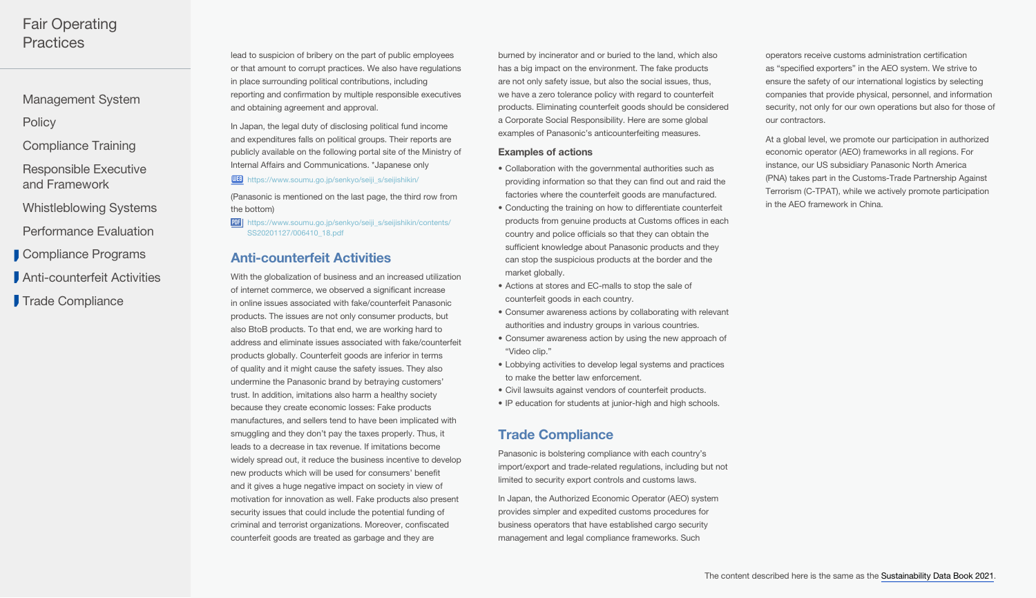lead to suspicion of bribery on the part of public employees or that amount to corrupt practices. We also have regulations in place surrounding political contributions, including reporting and confirmation by multiple responsible executives and obtaining agreement and approval.

In Japan, the legal duty of disclosing political fund income and expenditures falls on political groups. Their reports are publicly available on the following portal site of the Ministry of Internal Affairs and Communications. *Japanese only

https://www.soumu.go.jp/senkyo/seiji_s/seijishikin/

(Panasonic is mentioned on the last page, the third row from the bottom)

https://www.soumu.go.jp/senkyo/seiji_s/seijishikin/contents/SS20201127/006410_18.pdf

## Anti-counterfeit Activities

With the globalization of business and an increased utilization of internet commerce, we observed a significant increase in online issues associated with fake/counterfeit Panasonic products. The issues are not only consumer products, but also BtoB products. To that end, we are working hard to address and eliminate issues associated with fake/counterfeit products globally. Counterfeit goods are inferior in terms of quality and it might cause the safety issues. They also undermine the Panasonic brand by betraying customers' trust. In addition, imitations also harm a healthy society because they create economic losses: Fake products manufactures, and sellers tend to have been implicated with smuggling and they don't pay the taxes properly. Thus, it leads to a decrease in tax revenue. If imitations become widely spread out, it reduce the business incentive to develop new products which will be used for consumers' benefit and it gives a huge negative impact on society in view of motivation for innovation as well. Fake products also present security issues that could include the potential funding of criminal and terrorist organizations. Moreover, confiscated counterfeit goods are treated as garbage and they are burned by incinerator and or buried to the land, which also has a big impact on the environment. The fake products are not only safety issue, but also the social issues, thus, we have a zero tolerance policy with regard to counterfeit products. Eliminating counterfeit goods should be considered a Corporate Social Responsibility. Here are some global examples of Panasonic's anticounterfeiting measures.

### Examples of actions

- Collaboration with the governmental authorities such as providing information so that they can find out and raid the factories where the counterfeit goods are manufactured.
- Conducting the training on how to differentiate counterfeit products from genuine products at Customs offices in each country and police officials so that they can obtain the sufficient knowledge about Panasonic products and they can stop the suspicious products at the border and the market globally.
- Actions at stores and EC-malls to stop the sale of counterfeit goods in each country.
- Consumer awareness actions by collaborating with relevant authorities and industry groups in various countries.
- Consumer awareness action by using the new approach of "Video clip."
- Lobbying activities to develop legal systems and practices to make the better law enforcement.
- Civil lawsuits against vendors of counterfeit products.
- IP education for students at junior-high and high schools.

## Trade Compliance

Panasonic is bolstering compliance with each country's import/export and trade-related regulations, including but not limited to security export controls and customs laws.

In Japan, the Authorized Economic Operator (AEO) system provides simpler and expedited customs procedures for business operators that have established cargo security management and legal compliance frameworks. Such operators receive customs administration certification as "specified exporters" in the AEO system. We strive to ensure the safety of our international logistics by selecting companies that provide physical, personnel, and information security, not only for our own operations but also for those of our contractors.

At a global level, we promote our participation in authorized economic operator (AEO) frameworks in all regions. For instance, our US subsidiary Panasonic North America (PNA) takes part in the Customs-Trade Partnership Against Terrorism (C-TPAT), while we actively promote participation in the AEO framework in China.

The content described here is the same as the Sustainability Data Book 2021.